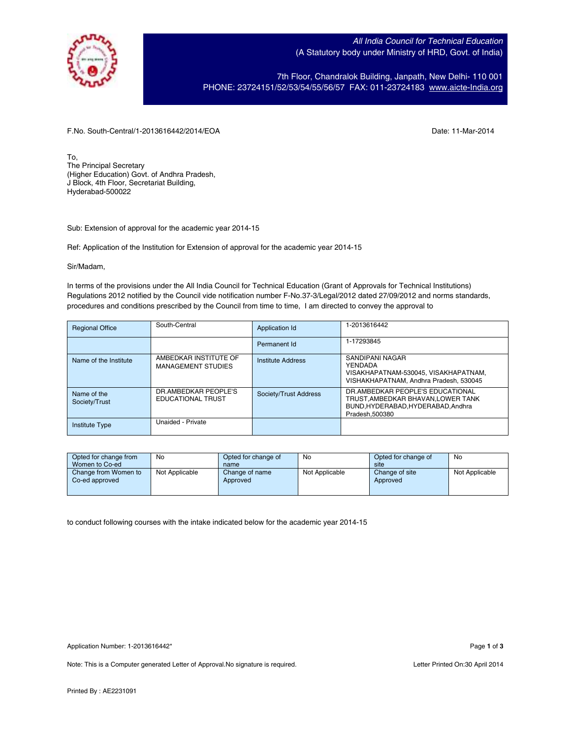*All India Council for Technical Education*
(A Statutory body under Ministry of HRD, Govt. of India)

7th Floor, Chandralok Building, Janpath, New Delhi- 110 001
PHONE: 23724151/52/53/54/55/56/57 FAX: 011-23724183 www.aicte-India.org

F.No. South-Central/1-2013616442/2014/EOA

Date: 11-Mar-2014

To,
The Principal Secretary
(Higher Education) Govt. of Andhra Pradesh,
J Block, 4th Floor, Secretariat Building,
Hyderabad-500022

Sub: Extension of approval for the academic year 2014-15

Ref: Application of the Institution for Extension of approval for the academic year 2014-15

Sir/Madam,

In terms of the provisions under the All India Council for Technical Education (Grant of Approvals for Technical Institutions) Regulations 2012 notified by the Council vide notification number F-No.37-3/Legal/2012 dated 27/09/2012 and norms standards, procedures and conditions prescribed by the Council from time to time, I am directed to convey the approval to

| Regional Office | South-Central | Application Id | 1-2013616442 |
|---|---|---|---|
| | | Permanent Id | 1-17293845 |
| Name of the Institute | AMBEDKAR INSTITUTE OF MANAGEMENT STUDIES | Institute Address | SANDIPANI NAGAR YENDADA VISAKHAPATNAM-530045, VISAKHAPATNAM, VISHAKHAPATNAM, Andhra Pradesh, 530045 |
| Name of the Society/Trust | DR.AMBEDKAR PEOPLE'S EDUCATIONAL TRUST | Society/Trust Address | DR.AMBEDKAR PEOPLE'S EDUCATIONAL TRUST,AMBEDKAR BHAVAN,LOWER TANK BUND,HYDERABAD,HYDERABAD,Andhra Pradesh,500380 |
| Institute Type | Unaided - Private | | |

| Opted for change from Women to Co-ed | No | Opted for change of name | No | Opted for change of site | No |
|---|---|---|---|---|---|
| Change from Women to Co-ed approved | Not Applicable | Change of name Approved | Not Applicable | Change of site Approved | Not Applicable |

to conduct following courses with the intake indicated below for the academic year 2014-15

Application Number: 1-2013616442*

Note: This is a Computer generated Letter of Approval.No signature is required.

Letter Printed On:30 April 2014

Printed By : AE2231091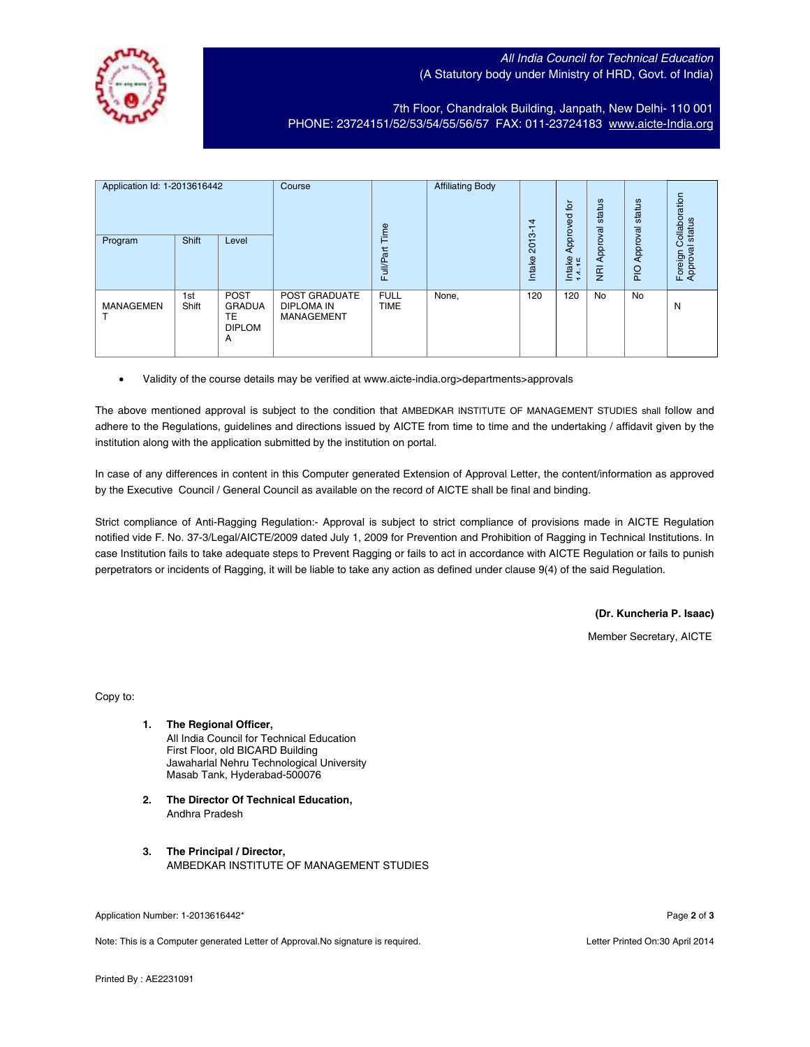All India Council for Technical Education
(A Statutory body under Ministry of HRD, Govt. of India)

7th Floor, Chandralok Building, Janpath, New Delhi- 110 001
PHONE: 23724151/52/53/54/55/56/57 FAX: 011-23724183 www.aicte-India.org

| Application Id: 1-2013616442 | | | Course | Full/Part Time | Affiliating Body | Intake 2013-14 | Intake Approved for 14-15 | NRI Approval status | PIO Approval status | Foreign Collaboration Approval status |
|---|---|---|---|---|---|---|---|---|---|---|
| Program | Shift | Level | | | | | | | | |
| MANAGEMENT | 1st Shift | POST GRADUATE DIPLOMA | POST GRADUATE DIPLOMA IN MANAGEMENT | FULL TIME | None, | 120 | 120 | No | No | N |

- Validity of the course details may be verified at www.aicte-india.org>departments>approvals

The above mentioned approval is subject to the condition that AMBEDKAR INSTITUTE OF MANAGEMENT STUDIES shall follow and adhere to the Regulations, guidelines and directions issued by AICTE from time to time and the undertaking / affidavit given by the institution along with the application submitted by the institution on portal.

In case of any differences in content in this Computer generated Extension of Approval Letter, the content/information as approved by the Executive Council / General Council as available on the record of AICTE shall be final and binding.

Strict compliance of Anti-Ragging Regulation:- Approval is subject to strict compliance of provisions made in AICTE Regulation notified vide F. No. 37-3/Legal/AICTE/2009 dated July 1, 2009 for Prevention and Prohibition of Ragging in Technical Institutions. In case Institution fails to take adequate steps to Prevent Ragging or fails to act in accordance with AICTE Regulation or fails to punish perpetrators or incidents of Ragging, it will be liable to take any action as defined under clause 9(4) of the said Regulation.

**(Dr. Kuncheria P. Isaac)**

Member Secretary, AICTE

Copy to:

1. **The Regional Officer,**
   All India Council for Technical Education
   First Floor, old BICARD Building
   Jawaharlal Nehru Technological University
   Masab Tank, Hyderabad-500076

2. **The Director Of Technical Education,**
   Andhra Pradesh

3. **The Principal / Director,**
   AMBEDKAR INSTITUTE OF MANAGEMENT STUDIES

Application Number: 1-2013616442*

Note: This is a Computer generated Letter of Approval.No signature is required.

Letter Printed On:30 April 2014

Printed By : AE2231091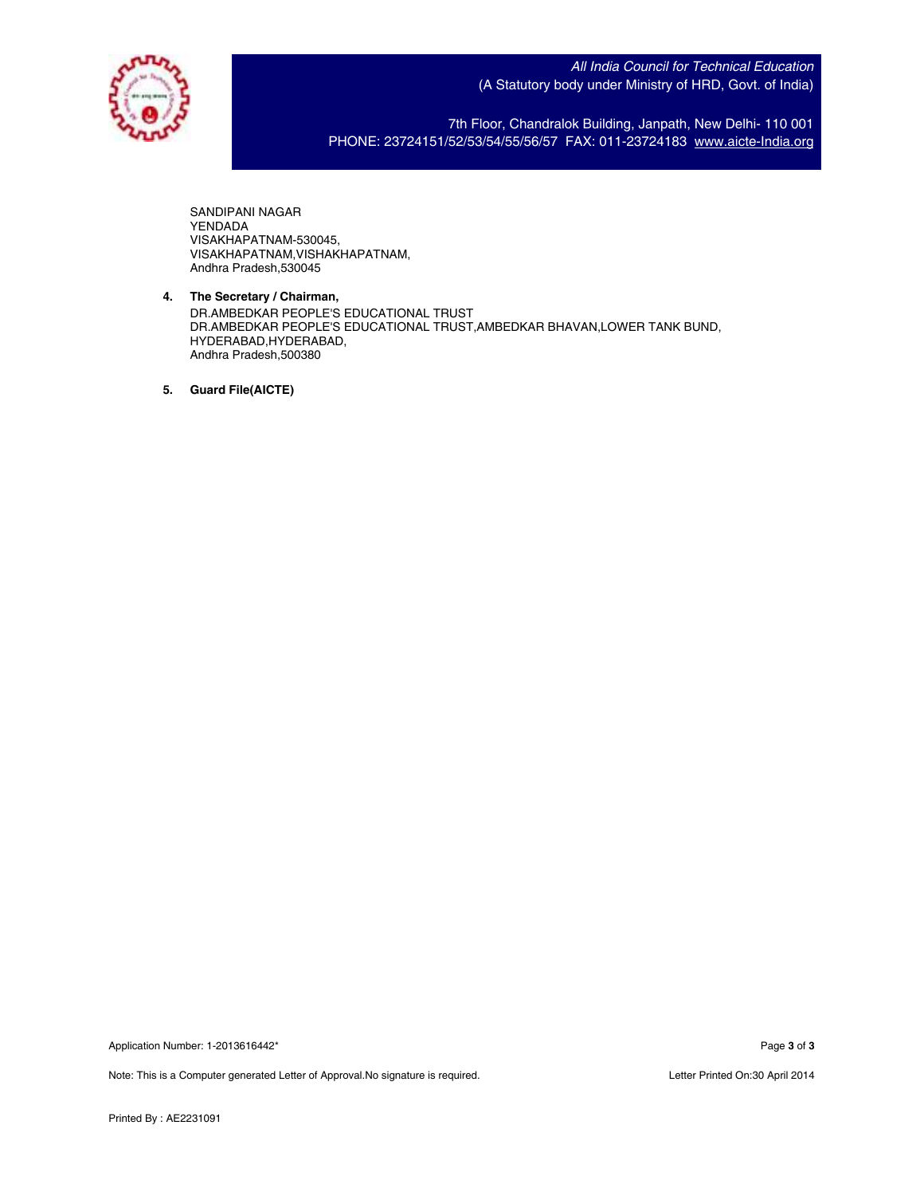SANDIPANI NAGAR
YENDADA
VISAKHAPATNAM-530045,
VISAKHAPATNAM,VISHAKHAPATNAM,
Andhra Pradesh,530045

4. **The Secretary / Chairman,**
   DR.AMBEDKAR PEOPLE'S EDUCATIONAL TRUST
   DR.AMBEDKAR PEOPLE'S EDUCATIONAL TRUST,AMBEDKAR BHAVAN,LOWER TANK BUND,
   HYDERABAD,HYDERABAD,
   Andhra Pradesh,500380

5. **Guard File(AICTE)**

Application Number: 1-2013616442*

Note: This is a Computer generated Letter of Approval.No signature is required.

Letter Printed On:30 April 2014

Printed By : AE2231091